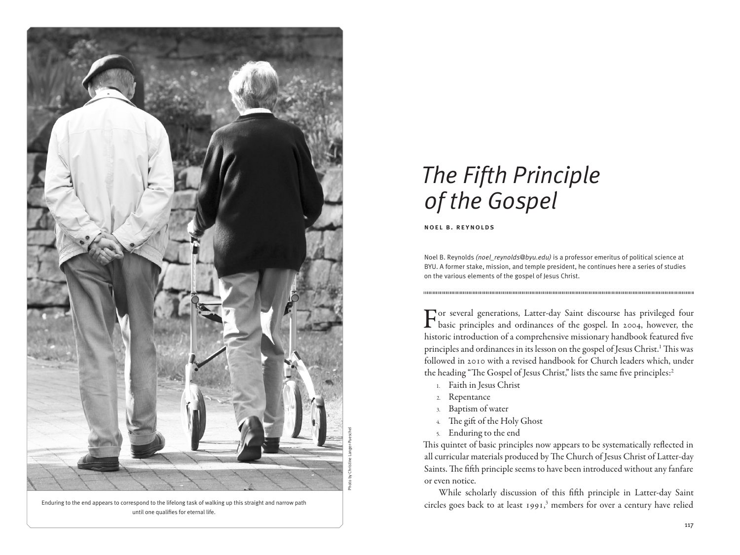Enduring to the end appears to correspond to the lifelong task of walking up this straight and narrow path until one qualifies for eternal life.

Photo by Christine Langer-Pueschel

# *The Fifth Principle of the Gospel*

**NOEL B. REYNOLDS**

Noel B. Reynolds *(noel_reynolds@byu.edu)* is a professor emeritus of political science at BYU. A former stake, mission, and temple president, he continues here a series of studies on the various elements of the gospel of Jesus Christ.

For several generations, Latter-day Saint discourse has privileged four basic principles and ordinances of the gospel. In 2004, however, the historic introduction of a comprehensive missionary handbook featured five principles and ordinances in its lesson on the gospel of Jesus Christ.[1] This was followed in 2010 with a revised handbook for Church leaders which, under the heading "The Gospel of Jesus Christ," lists the same five principles:[2]

1. Faith in Jesus Christ
2. Repentance
3. Baptism of water
4. The gift of the Holy Ghost
5. Enduring to the end

This quintet of basic principles now appears to be systematically reflected in all curricular materials produced by The Church of Jesus Christ of Latter-day Saints. The fifth principle seems to have been introduced without any fanfare or even notice.

While scholarly discussion of this fifth principle in Latter-day Saint circles goes back to at least 1991,[3] members for over a century have relied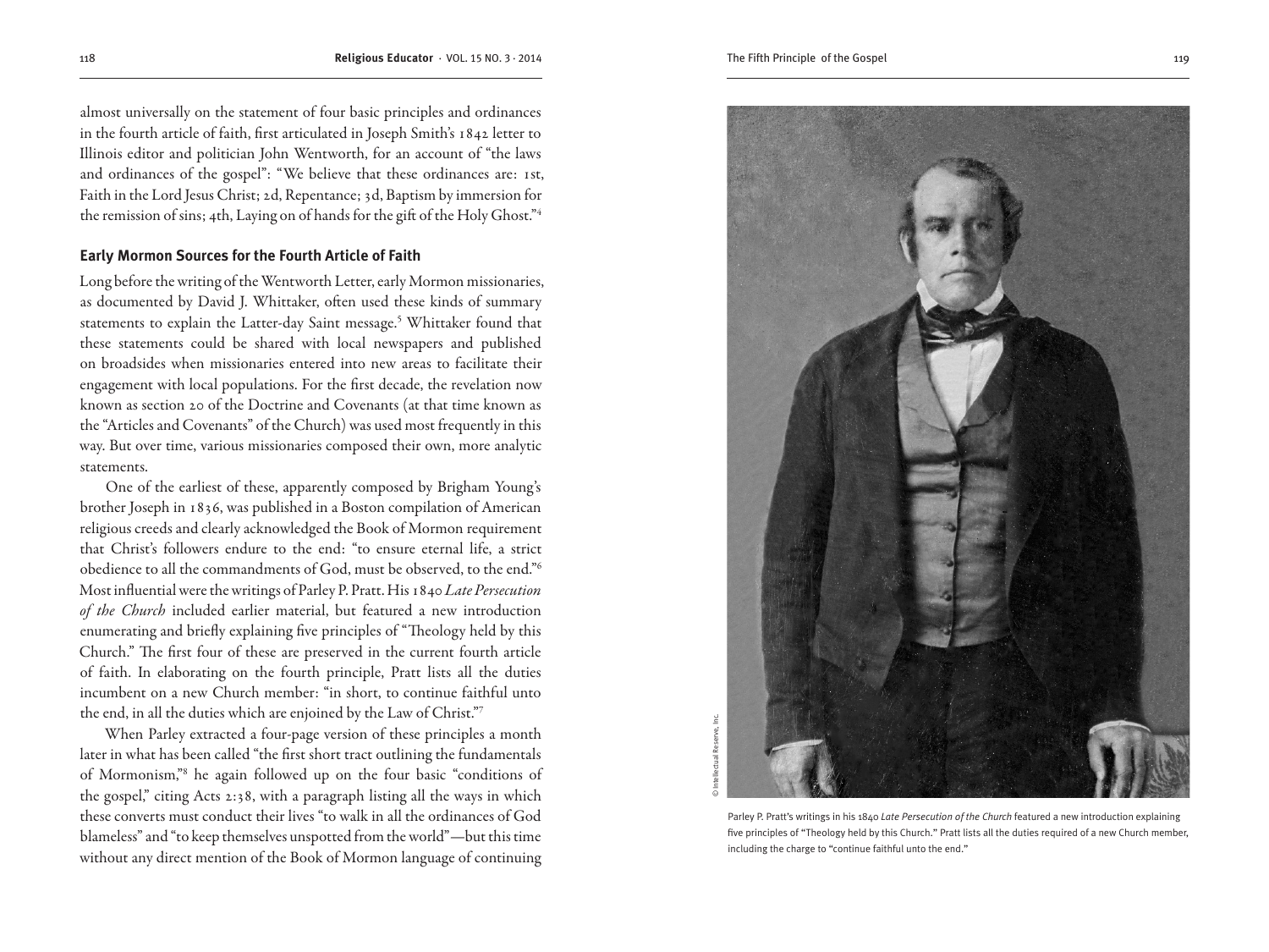almost universally on the statement of four basic principles and ordinances in the fourth article of faith, first articulated in Joseph Smith's 1842 letter to Illinois editor and politician John Wentworth, for an account of "the laws and ordinances of the gospel": "We believe that these ordinances are: 1st, Faith in the Lord Jesus Christ; 2d, Repentance; 3d, Baptism by immersion for the remission of sins; 4th, Laying on of hands for the gift of the Holy Ghost."[4]

## Early Mormon Sources for the Fourth Article of Faith

Long before the writing of the Wentworth Letter, early Mormon missionaries, as documented by David J. Whittaker, often used these kinds of summary statements to explain the Latter-day Saint message.[5] Whittaker found that these statements could be shared with local newspapers and published on broadsides when missionaries entered into new areas to facilitate their engagement with local populations. For the first decade, the revelation now known as section 20 of the Doctrine and Covenants (at that time known as the "Articles and Covenants" of the Church) was used most frequently in this way. But over time, various missionaries composed their own, more analytic statements.

One of the earliest of these, apparently composed by Brigham Young's brother Joseph in 1836, was published in a Boston compilation of American religious creeds and clearly acknowledged the Book of Mormon requirement that Christ's followers endure to the end: "to ensure eternal life, a strict obedience to all the commandments of God, must be observed, to the end."[6] Most influential were the writings of Parley P. Pratt. His 1840 *Late Persecution of the Church* included earlier material, but featured a new introduction enumerating and briefly explaining five principles of "Theology held by this Church." The first four of these are preserved in the current fourth article of faith. In elaborating on the fourth principle, Pratt lists all the duties incumbent on a new Church member: "in short, to continue faithful unto the end, in all the duties which are enjoined by the Law of Christ."[7]

When Parley extracted a four-page version of these principles a month later in what has been called "the first short tract outlining the fundamentals of Mormonism,"[8] he again followed up on the four basic "conditions of the gospel," citing Acts 2:38, with a paragraph listing all the ways in which these converts must conduct their lives "to walk in all the ordinances of God blameless" and "to keep themselves unspotted from the world"—but this time without any direct mention of the Book of Mormon language of continuing

© Intellectual Reserve, Inc.

Parley P. Pratt's writings in his 1840 *Late Persecution of the Church* featured a new introduction explaining five principles of "Theology held by this Church." Pratt lists all the duties required of a new Church member, including the charge to "continue faithful unto the end."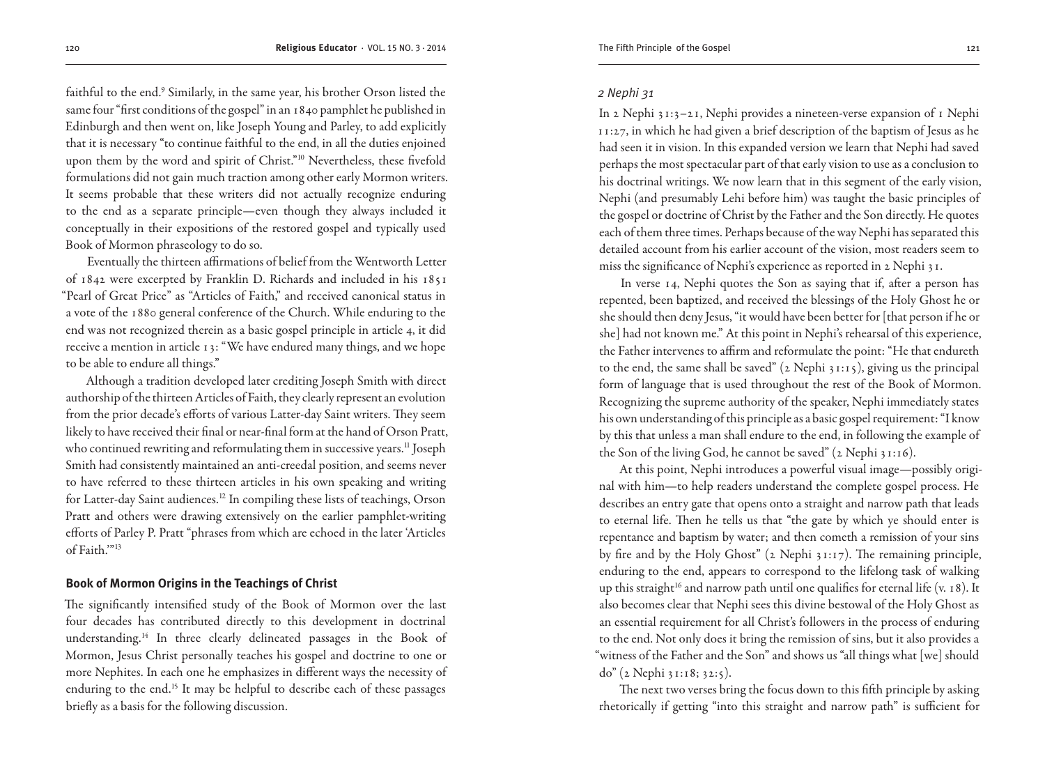faithful to the end.[9] Similarly, in the same year, his brother Orson listed the same four "first conditions of the gospel" in an 1840 pamphlet he published in Edinburgh and then went on, like Joseph Young and Parley, to add explicitly that it is necessary "to continue faithful to the end, in all the duties enjoined upon them by the word and spirit of Christ."[10] Nevertheless, these fivefold formulations did not gain much traction among other early Mormon writers. It seems probable that these writers did not actually recognize enduring to the end as a separate principle—even though they always included it conceptually in their expositions of the restored gospel and typically used Book of Mormon phraseology to do so.

Eventually the thirteen affirmations of belief from the Wentworth Letter of 1842 were excerpted by Franklin D. Richards and included in his 1851 "Pearl of Great Price" as "Articles of Faith," and received canonical status in a vote of the 1880 general conference of the Church. While enduring to the end was not recognized therein as a basic gospel principle in article 4, it did receive a mention in article 13: "We have endured many things, and we hope to be able to endure all things."

Although a tradition developed later crediting Joseph Smith with direct authorship of the thirteen Articles of Faith, they clearly represent an evolution from the prior decade's efforts of various Latter-day Saint writers. They seem likely to have received their final or near-final form at the hand of Orson Pratt, who continued rewriting and reformulating them in successive years.[11] Joseph Smith had consistently maintained an anti-creedal position, and seems never to have referred to these thirteen articles in his own speaking and writing for Latter-day Saint audiences.[12] In compiling these lists of teachings, Orson Pratt and others were drawing extensively on the earlier pamphlet-writing efforts of Parley P. Pratt "phrases from which are echoed in the later 'Articles of Faith.'"[13]

## Book of Mormon Origins in the Teachings of Christ

The significantly intensified study of the Book of Mormon over the last four decades has contributed directly to this development in doctrinal understanding.[14] In three clearly delineated passages in the Book of Mormon, Jesus Christ personally teaches his gospel and doctrine to one or more Nephites. In each one he emphasizes in different ways the necessity of enduring to the end.[15] It may be helpful to describe each of these passages briefly as a basis for the following discussion.

### *2 Nephi 31*

In 2 Nephi 31:3–21, Nephi provides a nineteen-verse expansion of 1 Nephi 11:27, in which he had given a brief description of the baptism of Jesus as he had seen it in vision. In this expanded version we learn that Nephi had saved perhaps the most spectacular part of that early vision to use as a conclusion to his doctrinal writings. We now learn that in this segment of the early vision, Nephi (and presumably Lehi before him) was taught the basic principles of the gospel or doctrine of Christ by the Father and the Son directly. He quotes each of them three times. Perhaps because of the way Nephi has separated this detailed account from his earlier account of the vision, most readers seem to miss the significance of Nephi's experience as reported in 2 Nephi 31.

In verse 14, Nephi quotes the Son as saying that if, after a person has repented, been baptized, and received the blessings of the Holy Ghost he or she should then deny Jesus, "it would have been better for [that person if he or she] had not known me." At this point in Nephi's rehearsal of this experience, the Father intervenes to affirm and reformulate the point: "He that endureth to the end, the same shall be saved" (2 Nephi 31:15), giving us the principal form of language that is used throughout the rest of the Book of Mormon. Recognizing the supreme authority of the speaker, Nephi immediately states his own understanding of this principle as a basic gospel requirement: "I know by this that unless a man shall endure to the end, in following the example of the Son of the living God, he cannot be saved" (2 Nephi 31:16).

At this point, Nephi introduces a powerful visual image—possibly original with him—to help readers understand the complete gospel process. He describes an entry gate that opens onto a straight and narrow path that leads to eternal life. Then he tells us that "the gate by which ye should enter is repentance and baptism by water; and then cometh a remission of your sins by fire and by the Holy Ghost" (2 Nephi 31:17). The remaining principle, enduring to the end, appears to correspond to the lifelong task of walking up this straight[16] and narrow path until one qualifies for eternal life (v. 18). It also becomes clear that Nephi sees this divine bestowal of the Holy Ghost as an essential requirement for all Christ's followers in the process of enduring to the end. Not only does it bring the remission of sins, but it also provides a "witness of the Father and the Son" and shows us "all things what [we] should do" (2 Nephi 31:18; 32:5).

The next two verses bring the focus down to this fifth principle by asking rhetorically if getting "into this straight and narrow path" is sufficient for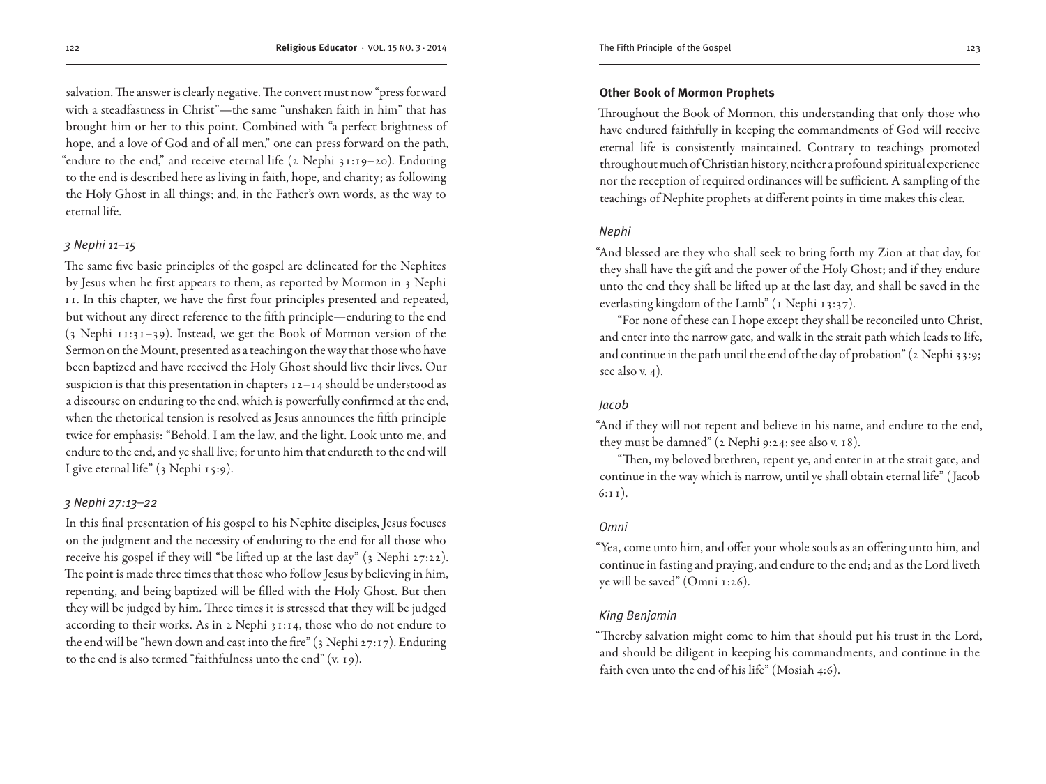salvation. The answer is clearly negative. The convert must now "press forward with a steadfastness in Christ"—the same "unshaken faith in him" that has brought him or her to this point. Combined with "a perfect brightness of hope, and a love of God and of all men," one can press forward on the path, "endure to the end," and receive eternal life (2 Nephi 31:19–20). Enduring to the end is described here as living in faith, hope, and charity; as following the Holy Ghost in all things; and, in the Father's own words, as the way to eternal life.

### *3 Nephi 11–15*

The same five basic principles of the gospel are delineated for the Nephites by Jesus when he first appears to them, as reported by Mormon in 3 Nephi 11. In this chapter, we have the first four principles presented and repeated, but without any direct reference to the fifth principle—enduring to the end (3 Nephi 11:31–39). Instead, we get the Book of Mormon version of the Sermon on the Mount, presented as a teaching on the way that those who have been baptized and have received the Holy Ghost should live their lives. Our suspicion is that this presentation in chapters 12–14 should be understood as a discourse on enduring to the end, which is powerfully confirmed at the end, when the rhetorical tension is resolved as Jesus announces the fifth principle twice for emphasis: "Behold, I am the law, and the light. Look unto me, and endure to the end, and ye shall live; for unto him that endureth to the end will I give eternal life" (3 Nephi 15:9).

### *3 Nephi 27:13–22*

In this final presentation of his gospel to his Nephite disciples, Jesus focuses on the judgment and the necessity of enduring to the end for all those who receive his gospel if they will "be lifted up at the last day" (3 Nephi 27:22). The point is made three times that those who follow Jesus by believing in him, repenting, and being baptized will be filled with the Holy Ghost. But then they will be judged by him. Three times it is stressed that they will be judged according to their works. As in 2 Nephi 31:14, those who do not endure to the end will be "hewn down and cast into the fire" (3 Nephi 27:17). Enduring to the end is also termed "faithfulness unto the end" (v. 19).

## **Other Book of Mormon Prophets**

Throughout the Book of Mormon, this understanding that only those who have endured faithfully in keeping the commandments of God will receive eternal life is consistently maintained. Contrary to teachings promoted throughout much of Christian history, neither a profound spiritual experience nor the reception of required ordinances will be sufficient. A sampling of the teachings of Nephite prophets at different points in time makes this clear.

### *Nephi*

"And blessed are they who shall seek to bring forth my Zion at that day, for they shall have the gift and the power of the Holy Ghost; and if they endure unto the end they shall be lifted up at the last day, and shall be saved in the everlasting kingdom of the Lamb" (1 Nephi 13:37).

"For none of these can I hope except they shall be reconciled unto Christ, and enter into the narrow gate, and walk in the strait path which leads to life, and continue in the path until the end of the day of probation" (2 Nephi 33:9; see also v. 4).

### *Jacob*

"And if they will not repent and believe in his name, and endure to the end, they must be damned" (2 Nephi 9:24; see also v. 18).

"Then, my beloved brethren, repent ye, and enter in at the strait gate, and continue in the way which is narrow, until ye shall obtain eternal life" (Jacob 6:11).

### *Omni*

"Yea, come unto him, and offer your whole souls as an offering unto him, and continue in fasting and praying, and endure to the end; and as the Lord liveth ye will be saved" (Omni 1:26).

### *King Benjamin*

"Thereby salvation might come to him that should put his trust in the Lord, and should be diligent in keeping his commandments, and continue in the faith even unto the end of his life" (Mosiah 4:6).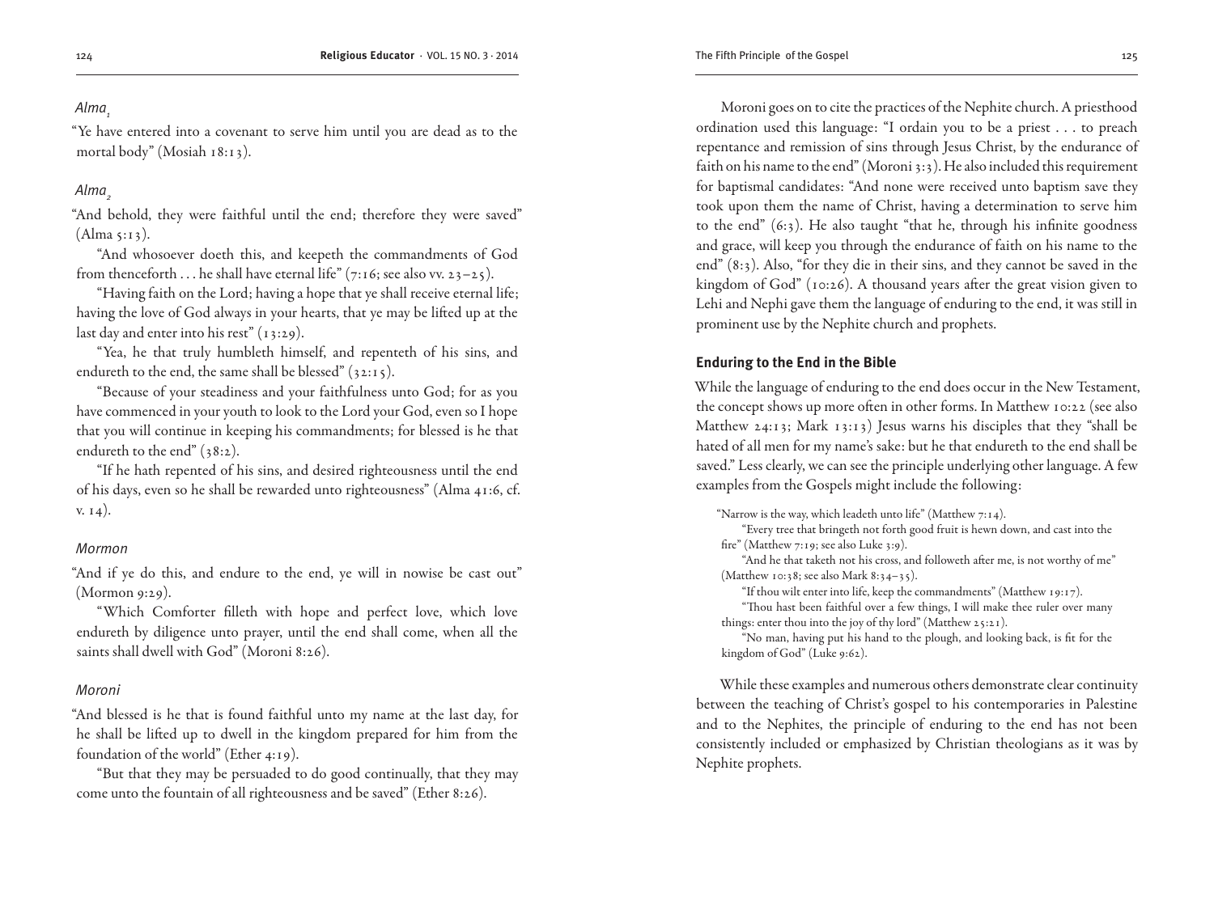*Alma₁*

"Ye have entered into a covenant to serve him until you are dead as to the mortal body" (Mosiah 18:13).

*Alma₂*

"And behold, they were faithful until the end; therefore they were saved" (Alma 5:13).

"And whosoever doeth this, and keepeth the commandments of God from thenceforth . . . he shall have eternal life" (7:16; see also vv. 23–25).

"Having faith on the Lord; having a hope that ye shall receive eternal life; having the love of God always in your hearts, that ye may be lifted up at the last day and enter into his rest" (13:29).

"Yea, he that truly humbleth himself, and repenteth of his sins, and endureth to the end, the same shall be blessed" (32:15).

"Because of your steadiness and your faithfulness unto God; for as you have commenced in your youth to look to the Lord your God, even so I hope that you will continue in keeping his commandments; for blessed is he that endureth to the end" (38:2).

"If he hath repented of his sins, and desired righteousness until the end of his days, even so he shall be rewarded unto righteousness" (Alma 41:6, cf. v. 14).

*Mormon*

"And if ye do this, and endure to the end, ye will in nowise be cast out" (Mormon 9:29).

"Which Comforter filleth with hope and perfect love, which love endureth by diligence unto prayer, until the end shall come, when all the saints shall dwell with God" (Moroni 8:26).

*Moroni*

"And blessed is he that is found faithful unto my name at the last day, for he shall be lifted up to dwell in the kingdom prepared for him from the foundation of the world" (Ether 4:19).

"But that they may be persuaded to do good continually, that they may come unto the fountain of all righteousness and be saved" (Ether 8:26).

Moroni goes on to cite the practices of the Nephite church. A priesthood ordination used this language: "I ordain you to be a priest . . . to preach repentance and remission of sins through Jesus Christ, by the endurance of faith on his name to the end" (Moroni 3:3). He also included this requirement for baptismal candidates: "And none were received unto baptism save they took upon them the name of Christ, having a determination to serve him to the end" (6:3). He also taught "that he, through his infinite goodness and grace, will keep you through the endurance of faith on his name to the end" (8:3). Also, "for they die in their sins, and they cannot be saved in the kingdom of God" (10:26). A thousand years after the great vision given to Lehi and Nephi gave them the language of enduring to the end, it was still in prominent use by the Nephite church and prophets.

### Enduring to the End in the Bible

While the language of enduring to the end does occur in the New Testament, the concept shows up more often in other forms. In Matthew 10:22 (see also Matthew 24:13; Mark 13:13) Jesus warns his disciples that they "shall be hated of all men for my name's sake: but he that endureth to the end shall be saved." Less clearly, we can see the principle underlying other language. A few examples from the Gospels might include the following:

> "Narrow is the way, which leadeth unto life" (Matthew 7:14).
>
> "Every tree that bringeth not forth good fruit is hewn down, and cast into the fire" (Matthew 7:19; see also Luke 3:9).
>
> "And he that taketh not his cross, and followeth after me, is not worthy of me" (Matthew 10:38; see also Mark 8:34–35).
>
> "If thou wilt enter into life, keep the commandments" (Matthew 19:17).
>
> "Thou hast been faithful over a few things, I will make thee ruler over many things: enter thou into the joy of thy lord" (Matthew 25:21).
>
> "No man, having put his hand to the plough, and looking back, is fit for the kingdom of God" (Luke 9:62).

While these examples and numerous others demonstrate clear continuity between the teaching of Christ's gospel to his contemporaries in Palestine and to the Nephites, the principle of enduring to the end has not been consistently included or emphasized by Christian theologians as it was by Nephite prophets.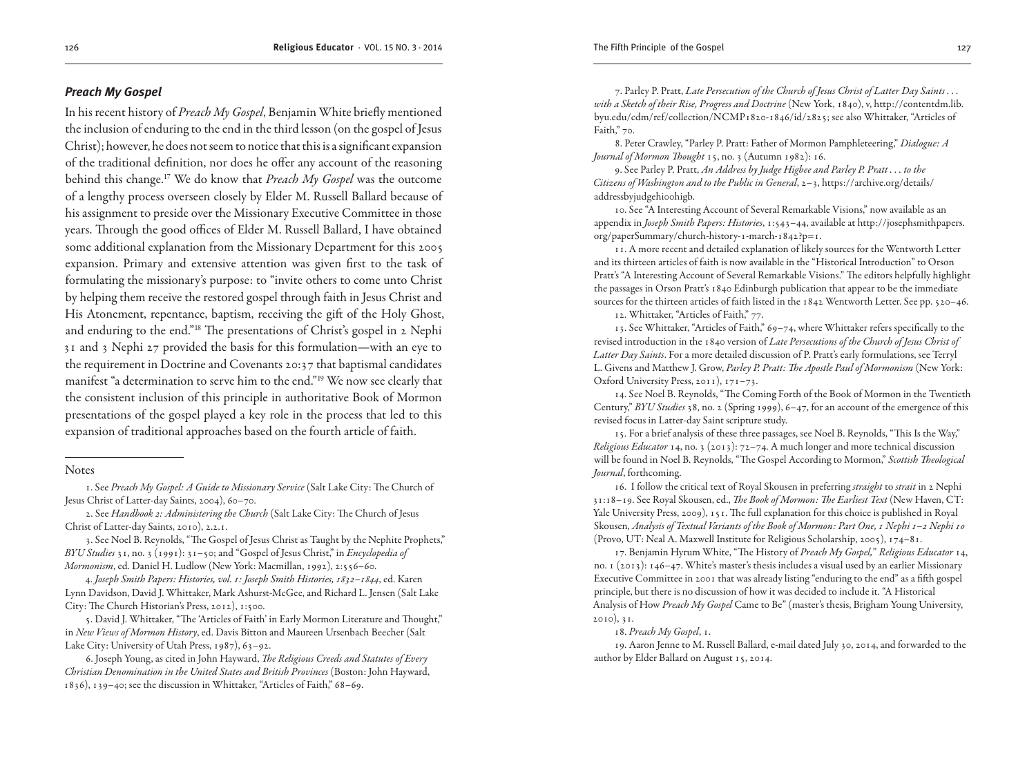### *Preach My Gospel*

In his recent history of *Preach My Gospel*, Benjamin White briefly mentioned the inclusion of enduring to the end in the third lesson (on the gospel of Jesus Christ); however, he does not seem to notice that this is a significant expansion of the traditional definition, nor does he offer any account of the reasoning behind this change.[17] We do know that *Preach My Gospel* was the outcome of a lengthy process overseen closely by Elder M. Russell Ballard because of his assignment to preside over the Missionary Executive Committee in those years. Through the good offices of Elder M. Russell Ballard, I have obtained some additional explanation from the Missionary Department for this 2005 expansion. Primary and extensive attention was given first to the task of formulating the missionary's purpose: to "invite others to come unto Christ by helping them receive the restored gospel through faith in Jesus Christ and His Atonement, repentance, baptism, receiving the gift of the Holy Ghost, and enduring to the end."[18] The presentations of Christ's gospel in 2 Nephi 31 and 3 Nephi 27 provided the basis for this formulation—with an eye to the requirement in Doctrine and Covenants 20:37 that baptismal candidates manifest "a determination to serve him to the end."[19] We now see clearly that the consistent inclusion of this principle in authoritative Book of Mormon presentations of the gospel played a key role in the process that led to this expansion of traditional approaches based on the fourth article of faith.

Notes

1. See *Preach My Gospel: A Guide to Missionary Service* (Salt Lake City: The Church of Jesus Christ of Latter-day Saints, 2004), 60–70.

2. See *Handbook 2: Administering the Church* (Salt Lake City: The Church of Jesus Christ of Latter-day Saints, 2010), 2.2.1.

3. See Noel B. Reynolds, "The Gospel of Jesus Christ as Taught by the Nephite Prophets," *BYU Studies* 31, no. 3 (1991): 31–50; and "Gospel of Jesus Christ," in *Encyclopedia of Mormonism*, ed. Daniel H. Ludlow (New York: Macmillan, 1992), 2:556–60.

4. *Joseph Smith Papers: Histories, vol. 1: Joseph Smith Histories, 1832–1844*, ed. Karen Lynn Davidson, David J. Whittaker, Mark Ashurst-McGee, and Richard L. Jensen (Salt Lake City: The Church Historian's Press, 2012), 1:500.

5. David J. Whittaker, "The 'Articles of Faith' in Early Mormon Literature and Thought," in *New Views of Mormon History*, ed. Davis Bitton and Maureen Ursenbach Beecher (Salt Lake City: University of Utah Press, 1987), 63–92.

6. Joseph Young, as cited in John Hayward, *The Religious Creeds and Statutes of Every Christian Denomination in the United States and British Provinces* (Boston: John Hayward, 1836), 139–40; see the discussion in Whittaker, "Articles of Faith," 68–69.

7. Parley P. Pratt, *Late Persecution of the Church of Jesus Christ of Latter Day Saints . . . with a Sketch of their Rise, Progress and Doctrine* (New York, 1840), v, http://contentdm.lib.byu.edu/cdm/ref/collection/NCMP1820-1846/id/2825; see also Whittaker, "Articles of Faith," 70.

8. Peter Crawley, "Parley P. Pratt: Father of Mormon Pamphleteering," *Dialogue: A Journal of Mormon Thought* 15, no. 3 (Autumn 1982): 16.

9. See Parley P. Pratt, *An Address by Judge Higbee and Parley P. Pratt . . . to the Citizens of Washington and to the Public in General*, 2–3, https://archive.org/details/addressbyjudgehi00higb.

10. See "A Interesting Account of Several Remarkable Visions," now available as an appendix in *Joseph Smith Papers: Histories*, 1:543–44, available at http://josephsmithpapers.org/paperSummary/church-history-1-march-1842?p=1.

11. A more recent and detailed explanation of likely sources for the Wentworth Letter and its thirteen articles of faith is now available in the "Historical Introduction" to Orson Pratt's "A Interesting Account of Several Remarkable Visions." The editors helpfully highlight the passages in Orson Pratt's 1840 Edinburgh publication that appear to be the immediate sources for the thirteen articles of faith listed in the 1842 Wentworth Letter. See pp. 520–46.

12. Whittaker, "Articles of Faith," 77.

13. See Whittaker, "Articles of Faith," 69–74, where Whittaker refers specifically to the revised introduction in the 1840 version of *Late Persecutions of the Church of Jesus Christ of Latter Day Saints*. For a more detailed discussion of P. Pratt's early formulations, see Terryl L. Givens and Matthew J. Grow, *Parley P. Pratt: The Apostle Paul of Mormonism* (New York: Oxford University Press, 2011), 171–73.

14. See Noel B. Reynolds, "The Coming Forth of the Book of Mormon in the Twentieth Century," *BYU Studies* 38, no. 2 (Spring 1999), 6–47, for an account of the emergence of this revised focus in Latter-day Saint scripture study.

15. For a brief analysis of these three passages, see Noel B. Reynolds, "This Is the Way," *Religious Educator* 14, no. 3 (2013): 72–74. A much longer and more technical discussion will be found in Noel B. Reynolds, "The Gospel According to Mormon," *Scottish Theological Journal*, forthcoming.

16. I follow the critical text of Royal Skousen in preferring *straight* to *strait* in 2 Nephi 31:18–19. See Royal Skousen, ed., *The Book of Mormon: The Earliest Text* (New Haven, CT: Yale University Press, 2009), 151. The full explanation for this choice is published in Royal Skousen, *Analysis of Textual Variants of the Book of Mormon: Part One, 1 Nephi 1–2 Nephi 10* (Provo, UT: Neal A. Maxwell Institute for Religious Scholarship, 2005), 174–81.

17. Benjamin Hyrum White, "The History of *Preach My Gospel*," *Religious Educator* 14, no. 1 (2013): 146–47. White's master's thesis includes a visual used by an earlier Missionary Executive Committee in 2001 that was already listing "enduring to the end" as a fifth gospel principle, but there is no discussion of how it was decided to include it. "A Historical Analysis of How *Preach My Gospel* Came to Be" (master's thesis, Brigham Young University, 2010), 31.

18. *Preach My Gospel*, 1.

19. Aaron Jenne to M. Russell Ballard, e-mail dated July 30, 2014, and forwarded to the author by Elder Ballard on August 15, 2014.